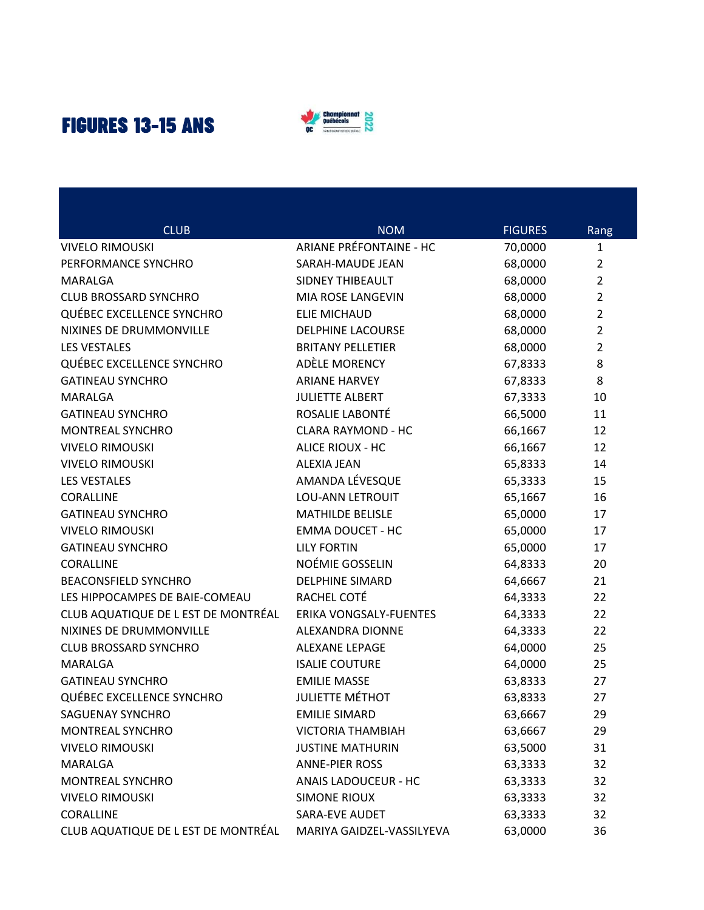# FIGURES 13-15 ANS

| CLUB | NOM | FIGURES | Rang |
|---|---|---|---|
| VIVELO RIMOUSKI | ARIANE PRÉFONTAINE - HC | 70,0000 | 1 |
| PERFORMANCE SYNCHRO | SARAH-MAUDE JEAN | 68,0000 | 2 |
| MARALGA | SIDNEY THIBEAULT | 68,0000 | 2 |
| CLUB BROSSARD SYNCHRO | MIA ROSE LANGEVIN | 68,0000 | 2 |
| QUÉBEC EXCELLENCE SYNCHRO | ELIE MICHAUD | 68,0000 | 2 |
| NIXINES DE DRUMMONVILLE | DELPHINE LACOURSE | 68,0000 | 2 |
| LES VESTALES | BRITANY PELLETIER | 68,0000 | 2 |
| QUÉBEC EXCELLENCE SYNCHRO | ADÈLE MORENCY | 67,8333 | 8 |
| GATINEAU SYNCHRO | ARIANE HARVEY | 67,8333 | 8 |
| MARALGA | JULIETTE ALBERT | 67,3333 | 10 |
| GATINEAU SYNCHRO | ROSALIE LABONTÉ | 66,5000 | 11 |
| MONTREAL SYNCHRO | CLARA RAYMOND - HC | 66,1667 | 12 |
| VIVELO RIMOUSKI | ALICE RIOUX - HC | 66,1667 | 12 |
| VIVELO RIMOUSKI | ALEXIA JEAN | 65,8333 | 14 |
| LES VESTALES | AMANDA LÉVESQUE | 65,3333 | 15 |
| CORALLINE | LOU-ANN LETROUIT | 65,1667 | 16 |
| GATINEAU SYNCHRO | MATHILDE BELISLE | 65,0000 | 17 |
| VIVELO RIMOUSKI | EMMA DOUCET - HC | 65,0000 | 17 |
| GATINEAU SYNCHRO | LILY FORTIN | 65,0000 | 17 |
| CORALLINE | NOÉMIE GOSSELIN | 64,8333 | 20 |
| BEACONSFIELD SYNCHRO | DELPHINE SIMARD | 64,6667 | 21 |
| LES HIPPOCAMPES DE BAIE-COMEAU | RACHEL COTÉ | 64,3333 | 22 |
| CLUB AQUATIQUE DE L EST DE MONTRÉAL | ERIKA VONGSALY-FUENTES | 64,3333 | 22 |
| NIXINES DE DRUMMONVILLE | ALEXANDRA DIONNE | 64,3333 | 22 |
| CLUB BROSSARD SYNCHRO | ALEXANE LEPAGE | 64,0000 | 25 |
| MARALGA | ISALIE COUTURE | 64,0000 | 25 |
| GATINEAU SYNCHRO | EMILIE MASSE | 63,8333 | 27 |
| QUÉBEC EXCELLENCE SYNCHRO | JULIETTE MÉTHOT | 63,8333 | 27 |
| SAGUENAY SYNCHRO | EMILIE SIMARD | 63,6667 | 29 |
| MONTREAL SYNCHRO | VICTORIA THAMBIAH | 63,6667 | 29 |
| VIVELO RIMOUSKI | JUSTINE MATHURIN | 63,5000 | 31 |
| MARALGA | ANNE-PIER ROSS | 63,3333 | 32 |
| MONTREAL SYNCHRO | ANAIS LADOUCEUR - HC | 63,3333 | 32 |
| VIVELO RIMOUSKI | SIMONE RIOUX | 63,3333 | 32 |
| CORALLINE | SARA-EVE AUDET | 63,3333 | 32 |
| CLUB AQUATIQUE DE L EST DE MONTRÉAL | MARIYA GAIDZEL-VASSILYEVA | 63,0000 | 36 |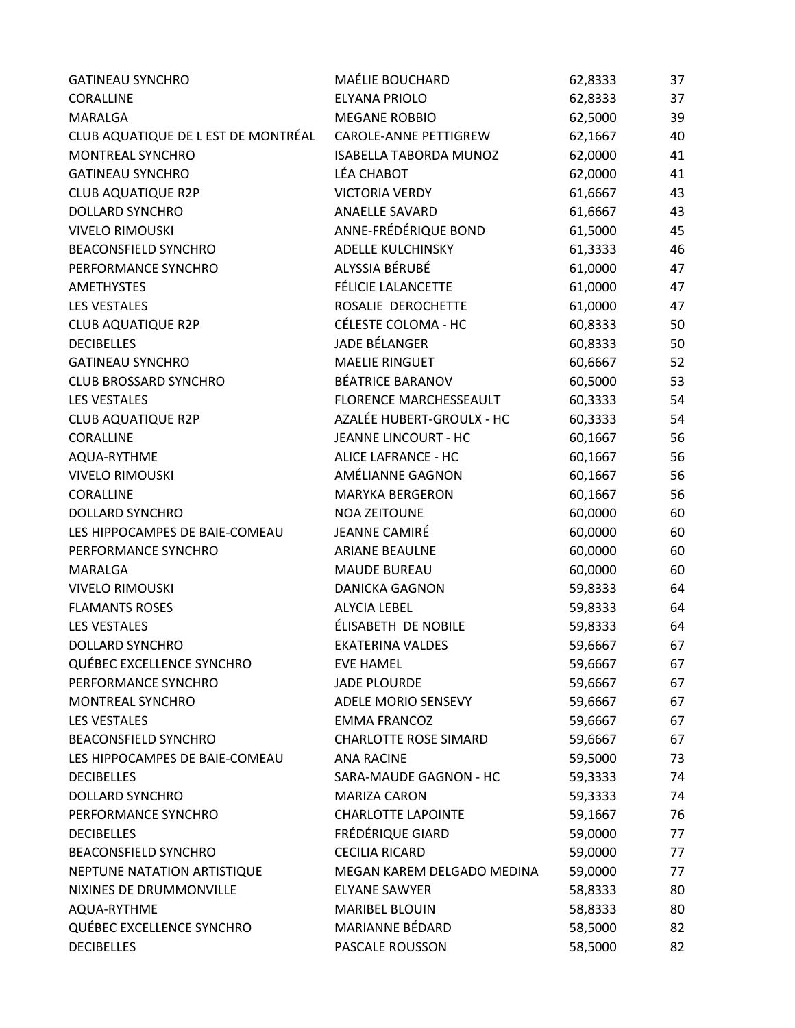| | | | |
|---|---|---|---|
| GATINEAU SYNCHRO | MAÉLIE BOUCHARD | 62,8333 | 37 |
| CORALLINE | ELYANA PRIOLO | 62,8333 | 37 |
| MARALGA | MEGANE ROBBIO | 62,5000 | 39 |
| CLUB AQUATIQUE DE L EST DE MONTRÉAL | CAROLE-ANNE PETTIGREW | 62,1667 | 40 |
| MONTREAL SYNCHRO | ISABELLA TABORDA MUNOZ | 62,0000 | 41 |
| GATINEAU SYNCHRO | LÉA CHABOT | 62,0000 | 41 |
| CLUB AQUATIQUE R2P | VICTORIA VERDY | 61,6667 | 43 |
| DOLLARD SYNCHRO | ANAELLE SAVARD | 61,6667 | 43 |
| VIVELO RIMOUSKI | ANNE-FRÉDÉRIQUE BOND | 61,5000 | 45 |
| BEACONSFIELD SYNCHRO | ADELLE KULCHINSKY | 61,3333 | 46 |
| PERFORMANCE SYNCHRO | ALYSSIA BÉRUBÉ | 61,0000 | 47 |
| AMETHYSTES | FÉLICIE LALANCETTE | 61,0000 | 47 |
| LES VESTALES | ROSALIE DEROCHETTE | 61,0000 | 47 |
| CLUB AQUATIQUE R2P | CÉLESTE COLOMA - HC | 60,8333 | 50 |
| DECIBELLES | JADE BÉLANGER | 60,8333 | 50 |
| GATINEAU SYNCHRO | MAELIE RINGUET | 60,6667 | 52 |
| CLUB BROSSARD SYNCHRO | BÉATRICE BARANOV | 60,5000 | 53 |
| LES VESTALES | FLORENCE MARCHESSEAULT | 60,3333 | 54 |
| CLUB AQUATIQUE R2P | AZALÉE HUBERT-GROULX - HC | 60,3333 | 54 |
| CORALLINE | JEANNE LINCOURT - HC | 60,1667 | 56 |
| AQUA-RYTHME | ALICE LAFRANCE - HC | 60,1667 | 56 |
| VIVELO RIMOUSKI | AMÉLIANNE GAGNON | 60,1667 | 56 |
| CORALLINE | MARYKA BERGERON | 60,1667 | 56 |
| DOLLARD SYNCHRO | NOA ZEITOUNE | 60,0000 | 60 |
| LES HIPPOCAMPES DE BAIE-COMEAU | JEANNE CAMIRÉ | 60,0000 | 60 |
| PERFORMANCE SYNCHRO | ARIANE BEAULNE | 60,0000 | 60 |
| MARALGA | MAUDE BUREAU | 60,0000 | 60 |
| VIVELO RIMOUSKI | DANICKA GAGNON | 59,8333 | 64 |
| FLAMANTS ROSES | ALYCIA LEBEL | 59,8333 | 64 |
| LES VESTALES | ÉLISABETH DE NOBILE | 59,8333 | 64 |
| DOLLARD SYNCHRO | EKATERINA VALDES | 59,6667 | 67 |
| QUÉBEC EXCELLENCE SYNCHRO | EVE HAMEL | 59,6667 | 67 |
| PERFORMANCE SYNCHRO | JADE PLOURDE | 59,6667 | 67 |
| MONTREAL SYNCHRO | ADELE MORIO SENSEVY | 59,6667 | 67 |
| LES VESTALES | EMMA FRANCOZ | 59,6667 | 67 |
| BEACONSFIELD SYNCHRO | CHARLOTTE ROSE SIMARD | 59,6667 | 67 |
| LES HIPPOCAMPES DE BAIE-COMEAU | ANA RACINE | 59,5000 | 73 |
| DECIBELLES | SARA-MAUDE GAGNON - HC | 59,3333 | 74 |
| DOLLARD SYNCHRO | MARIZA CARON | 59,3333 | 74 |
| PERFORMANCE SYNCHRO | CHARLOTTE LAPOINTE | 59,1667 | 76 |
| DECIBELLES | FRÉDÉRIQUE GIARD | 59,0000 | 77 |
| BEACONSFIELD SYNCHRO | CECILIA RICARD | 59,0000 | 77 |
| NEPTUNE NATATION ARTISTIQUE | MEGAN KAREM DELGADO MEDINA | 59,0000 | 77 |
| NIXINES DE DRUMMONVILLE | ELYANE SAWYER | 58,8333 | 80 |
| AQUA-RYTHME | MARIBEL BLOUIN | 58,8333 | 80 |
| QUÉBEC EXCELLENCE SYNCHRO | MARIANNE BÉDARD | 58,5000 | 82 |
| DECIBELLES | PASCALE ROUSSON | 58,5000 | 82 |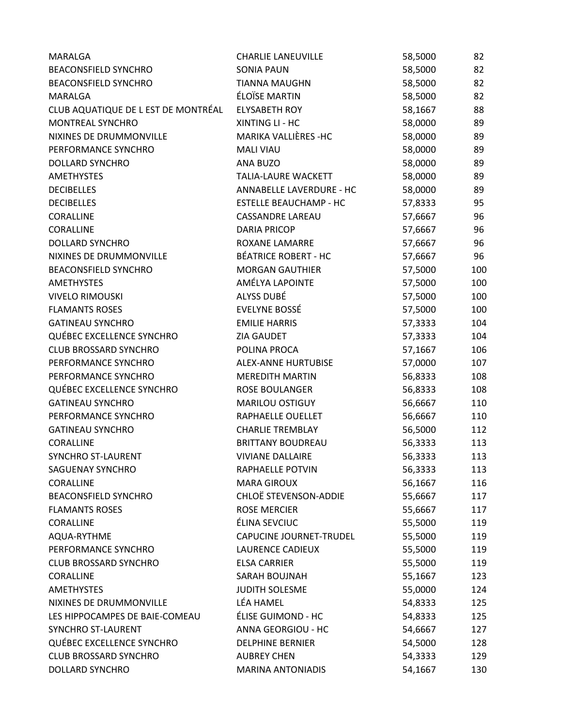| | | | |
|---|---|---|---|
| MARALGA | CHARLIE LANEUVILLE | 58,5000 | 82 |
| BEACONSFIELD SYNCHRO | SONIA PAUN | 58,5000 | 82 |
| BEACONSFIELD SYNCHRO | TIANNA MAUGHN | 58,5000 | 82 |
| MARALGA | ÉLOÏSE MARTIN | 58,5000 | 82 |
| CLUB AQUATIQUE DE L EST DE MONTRÉAL | ELYSABETH ROY | 58,1667 | 88 |
| MONTREAL SYNCHRO | XINTING LI - HC | 58,0000 | 89 |
| NIXINES DE DRUMMONVILLE | MARIKA VALLIÈRES -HC | 58,0000 | 89 |
| PERFORMANCE SYNCHRO | MALI VIAU | 58,0000 | 89 |
| DOLLARD SYNCHRO | ANA BUZO | 58,0000 | 89 |
| AMETHYSTES | TALIA-LAURE WACKETT | 58,0000 | 89 |
| DECIBELLES | ANNABELLE LAVERDURE - HC | 58,0000 | 89 |
| DECIBELLES | ESTELLE BEAUCHAMP - HC | 57,8333 | 95 |
| CORALLINE | CASSANDRE LAREAU | 57,6667 | 96 |
| CORALLINE | DARIA PRICOP | 57,6667 | 96 |
| DOLLARD SYNCHRO | ROXANE LAMARRE | 57,6667 | 96 |
| NIXINES DE DRUMMONVILLE | BÉATRICE ROBERT - HC | 57,6667 | 96 |
| BEACONSFIELD SYNCHRO | MORGAN GAUTHIER | 57,5000 | 100 |
| AMETHYSTES | AMÉLYA LAPOINTE | 57,5000 | 100 |
| VIVELO RIMOUSKI | ALYSS DUBÉ | 57,5000 | 100 |
| FLAMANTS ROSES | EVELYNE BOSSÉ | 57,5000 | 100 |
| GATINEAU SYNCHRO | EMILIE HARRIS | 57,3333 | 104 |
| QUÉBEC EXCELLENCE SYNCHRO | ZIA GAUDET | 57,3333 | 104 |
| CLUB BROSSARD SYNCHRO | POLINA PROCA | 57,1667 | 106 |
| PERFORMANCE SYNCHRO | ALEX-ANNE HURTUBISE | 57,0000 | 107 |
| PERFORMANCE SYNCHRO | MEREDITH MARTIN | 56,8333 | 108 |
| QUÉBEC EXCELLENCE SYNCHRO | ROSE BOULANGER | 56,8333 | 108 |
| GATINEAU SYNCHRO | MARILOU OSTIGUY | 56,6667 | 110 |
| PERFORMANCE SYNCHRO | RAPHAELLE OUELLET | 56,6667 | 110 |
| GATINEAU SYNCHRO | CHARLIE TREMBLAY | 56,5000 | 112 |
| CORALLINE | BRITTANY BOUDREAU | 56,3333 | 113 |
| SYNCHRO ST-LAURENT | VIVIANE DALLAIRE | 56,3333 | 113 |
| SAGUENAY SYNCHRO | RAPHAELLE POTVIN | 56,3333 | 113 |
| CORALLINE | MARA GIROUX | 56,1667 | 116 |
| BEACONSFIELD SYNCHRO | CHLOË STEVENSON-ADDIE | 55,6667 | 117 |
| FLAMANTS ROSES | ROSE MERCIER | 55,6667 | 117 |
| CORALLINE | ÉLINA SEVCIUC | 55,5000 | 119 |
| AQUA-RYTHME | CAPUCINE JOURNET-TRUDEL | 55,5000 | 119 |
| PERFORMANCE SYNCHRO | LAURENCE CADIEUX | 55,5000 | 119 |
| CLUB BROSSARD SYNCHRO | ELSA CARRIER | 55,5000 | 119 |
| CORALLINE | SARAH BOUJNAH | 55,1667 | 123 |
| AMETHYSTES | JUDITH SOLESME | 55,0000 | 124 |
| NIXINES DE DRUMMONVILLE | LÉA HAMEL | 54,8333 | 125 |
| LES HIPPOCAMPES DE BAIE-COMEAU | ÉLISE GUIMOND - HC | 54,8333 | 125 |
| SYNCHRO ST-LAURENT | ANNA GEORGIOU - HC | 54,6667 | 127 |
| QUÉBEC EXCELLENCE SYNCHRO | DELPHINE BERNIER | 54,5000 | 128 |
| CLUB BROSSARD SYNCHRO | AUBREY CHEN | 54,3333 | 129 |
| DOLLARD SYNCHRO | MARINA ANTONIADIS | 54,1667 | 130 |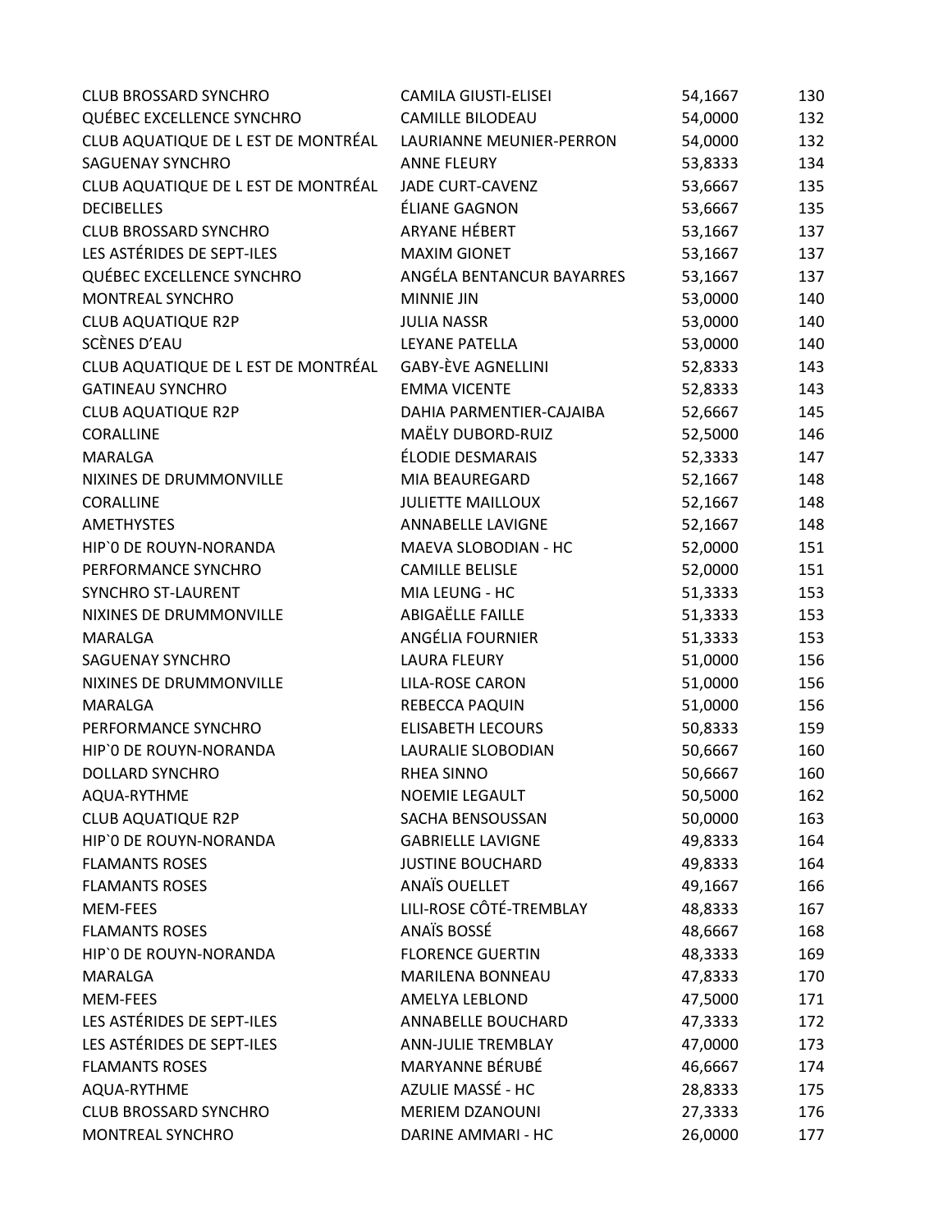| | | | |
|---|---|---|---|
| CLUB BROSSARD SYNCHRO | CAMILA GIUSTI-ELISEI | 54,1667 | 130 |
| QUÉBEC EXCELLENCE SYNCHRO | CAMILLE BILODEAU | 54,0000 | 132 |
| CLUB AQUATIQUE DE L EST DE MONTRÉAL | LAURIANNE MEUNIER-PERRON | 54,0000 | 132 |
| SAGUENAY SYNCHRO | ANNE FLEURY | 53,8333 | 134 |
| CLUB AQUATIQUE DE L EST DE MONTRÉAL | JADE CURT-CAVENZ | 53,6667 | 135 |
| DECIBELLES | ÉLIANE GAGNON | 53,6667 | 135 |
| CLUB BROSSARD SYNCHRO | ARYANE HÉBERT | 53,1667 | 137 |
| LES ASTÉRIDES DE SEPT-ILES | MAXIM GIONET | 53,1667 | 137 |
| QUÉBEC EXCELLENCE SYNCHRO | ANGÉLA BENTANCUR BAYARRES | 53,1667 | 137 |
| MONTREAL SYNCHRO | MINNIE JIN | 53,0000 | 140 |
| CLUB AQUATIQUE R2P | JULIA NASSR | 53,0000 | 140 |
| SCÈNES D'EAU | LEYANE PATELLA | 53,0000 | 140 |
| CLUB AQUATIQUE DE L EST DE MONTRÉAL | GABY-ÈVE AGNELLINI | 52,8333 | 143 |
| GATINEAU SYNCHRO | EMMA VICENTE | 52,8333 | 143 |
| CLUB AQUATIQUE R2P | DAHIA PARMENTIER-CAJAIBA | 52,6667 | 145 |
| CORALLINE | MAËLY DUBORD-RUIZ | 52,5000 | 146 |
| MARALGA | ÉLODIE DESMARAIS | 52,3333 | 147 |
| NIXINES DE DRUMMONVILLE | MIA BEAUREGARD | 52,1667 | 148 |
| CORALLINE | JULIETTE MAILLOUX | 52,1667 | 148 |
| AMETHYSTES | ANNABELLE LAVIGNE | 52,1667 | 148 |
| HIP`0 DE ROUYN-NORANDA | MAEVA SLOBODIAN - HC | 52,0000 | 151 |
| PERFORMANCE SYNCHRO | CAMILLE BELISLE | 52,0000 | 151 |
| SYNCHRO ST-LAURENT | MIA LEUNG - HC | 51,3333 | 153 |
| NIXINES DE DRUMMONVILLE | ABIGAËLLE FAILLE | 51,3333 | 153 |
| MARALGA | ANGÉLIA FOURNIER | 51,3333 | 153 |
| SAGUENAY SYNCHRO | LAURA FLEURY | 51,0000 | 156 |
| NIXINES DE DRUMMONVILLE | LILA-ROSE CARON | 51,0000 | 156 |
| MARALGA | REBECCA PAQUIN | 51,0000 | 156 |
| PERFORMANCE SYNCHRO | ELISABETH LECOURS | 50,8333 | 159 |
| HIP`0 DE ROUYN-NORANDA | LAURALIE SLOBODIAN | 50,6667 | 160 |
| DOLLARD SYNCHRO | RHEA SINNO | 50,6667 | 160 |
| AQUA-RYTHME | NOEMIE LEGAULT | 50,5000 | 162 |
| CLUB AQUATIQUE R2P | SACHA BENSOUSSAN | 50,0000 | 163 |
| HIP`0 DE ROUYN-NORANDA | GABRIELLE LAVIGNE | 49,8333 | 164 |
| FLAMANTS ROSES | JUSTINE BOUCHARD | 49,8333 | 164 |
| FLAMANTS ROSES | ANAÏS OUELLET | 49,1667 | 166 |
| MEM-FEES | LILI-ROSE CÔTÉ-TREMBLAY | 48,8333 | 167 |
| FLAMANTS ROSES | ANAÏS BOSSÉ | 48,6667 | 168 |
| HIP`0 DE ROUYN-NORANDA | FLORENCE GUERTIN | 48,3333 | 169 |
| MARALGA | MARILENA BONNEAU | 47,8333 | 170 |
| MEM-FEES | AMELYA LEBLOND | 47,5000 | 171 |
| LES ASTÉRIDES DE SEPT-ILES | ANNABELLE BOUCHARD | 47,3333 | 172 |
| LES ASTÉRIDES DE SEPT-ILES | ANN-JULIE TREMBLAY | 47,0000 | 173 |
| FLAMANTS ROSES | MARYANNE BÉRUBÉ | 46,6667 | 174 |
| AQUA-RYTHME | AZULIE MASSÉ - HC | 28,8333 | 175 |
| CLUB BROSSARD SYNCHRO | MERIEM DZANOUNI | 27,3333 | 176 |
| MONTREAL SYNCHRO | DARINE AMMARI - HC | 26,0000 | 177 |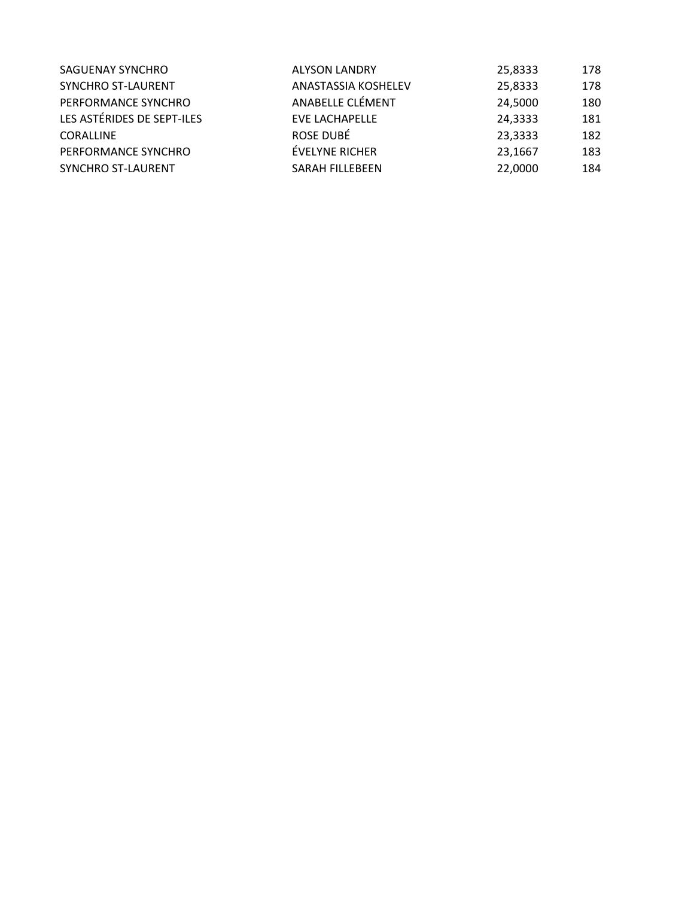| | | | |
|---|---|---|---|
| SAGUENAY SYNCHRO | ALYSON LANDRY | 25,8333 | 178 |
| SYNCHRO ST-LAURENT | ANASTASSIA KOSHELEV | 25,8333 | 178 |
| PERFORMANCE SYNCHRO | ANABELLE CLÉMENT | 24,5000 | 180 |
| LES ASTÉRIDES DE SEPT-ILES | EVE LACHAPELLE | 24,3333 | 181 |
| CORALLINE | ROSE DUBÉ | 23,3333 | 182 |
| PERFORMANCE SYNCHRO | ÉVELYNE RICHER | 23,1667 | 183 |
| SYNCHRO ST-LAURENT | SARAH FILLEBEEN | 22,0000 | 184 |